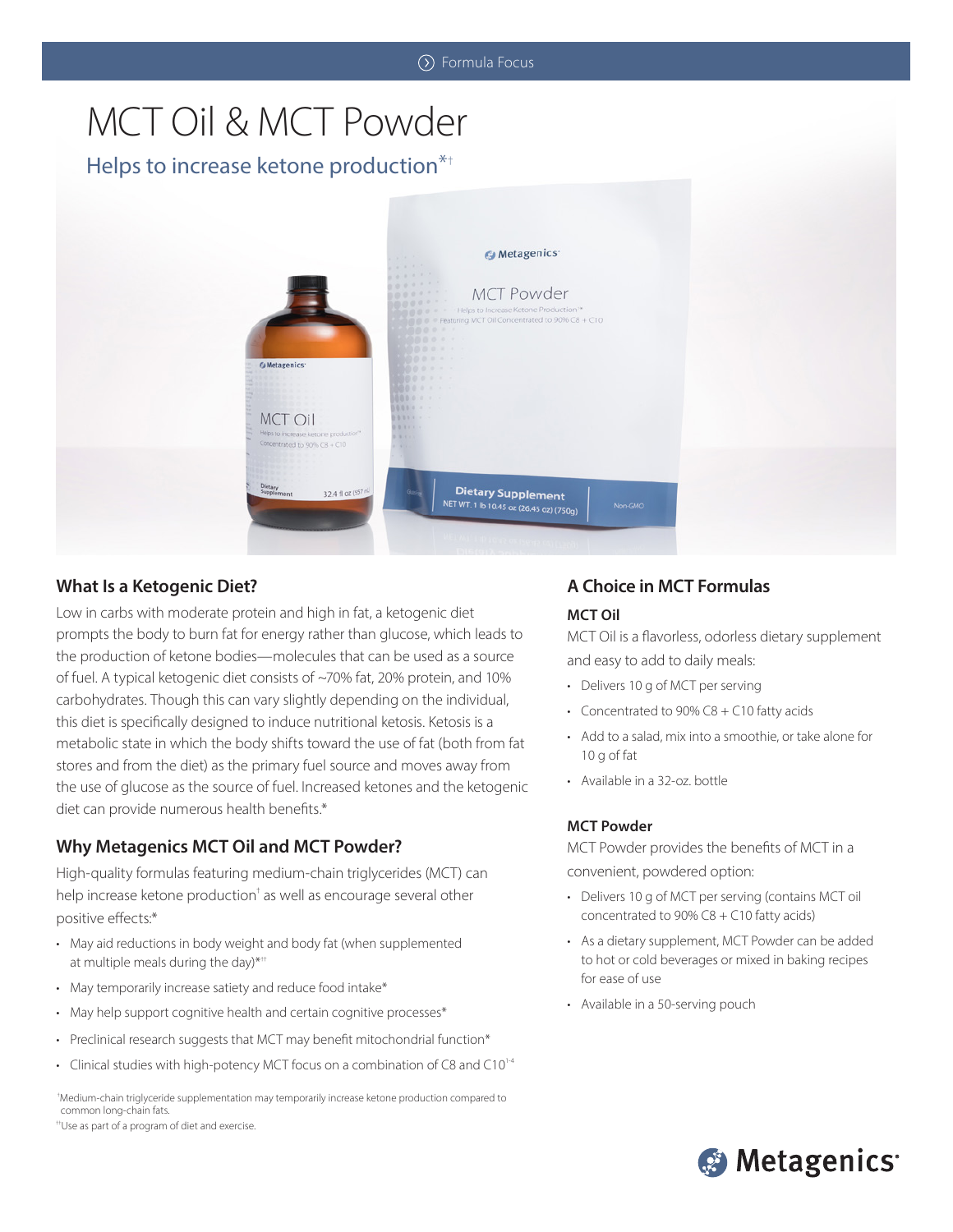Formula Focus

# MCT Oil & MCT Powder

## Helps to increase ketone production*†

### What Is a Ketogenic Diet?

Low in carbs with moderate protein and high in fat, a ketogenic diet prompts the body to burn fat for energy rather than glucose, which leads to the production of ketone bodies—molecules that can be used as a source of fuel. A typical ketogenic diet consists of ~70% fat, 20% protein, and 10% carbohydrates. Though this can vary slightly depending on the individual, this diet is specifically designed to induce nutritional ketosis. Ketosis is a metabolic state in which the body shifts toward the use of fat (both from fat stores and from the diet) as the primary fuel source and moves away from the use of glucose as the source of fuel. Increased ketones and the ketogenic diet can provide numerous health benefits.*

### Why Metagenics MCT Oil and MCT Powder?

High-quality formulas featuring medium-chain triglycerides (MCT) can help increase ketone production† as well as encourage several other positive effects:*

- May aid reductions in body weight and body fat (when supplemented at multiple meals during the day)*††
- May temporarily increase satiety and reduce food intake*
- May help support cognitive health and certain cognitive processes*
- Preclinical research suggests that MCT may benefit mitochondrial function*
- Clinical studies with high-potency MCT focus on a combination of C8 and C10[1-4]

†Medium-chain triglyceride supplementation may temporarily increase ketone production compared to common long-chain fats.

††Use as part of a program of diet and exercise.

### A Choice in MCT Formulas

#### MCT Oil

MCT Oil is a flavorless, odorless dietary supplement and easy to add to daily meals:

- Delivers 10 g of MCT per serving
- Concentrated to 90% C8 + C10 fatty acids
- Add to a salad, mix into a smoothie, or take alone for 10 g of fat
- Available in a 32-oz. bottle

#### MCT Powder

MCT Powder provides the benefits of MCT in a convenient, powdered option:

- Delivers 10 g of MCT per serving (contains MCT oil concentrated to 90% C8 + C10 fatty acids)
- As a dietary supplement, MCT Powder can be added to hot or cold beverages or mixed in baking recipes for ease of use
- Available in a 50-serving pouch

Metagenics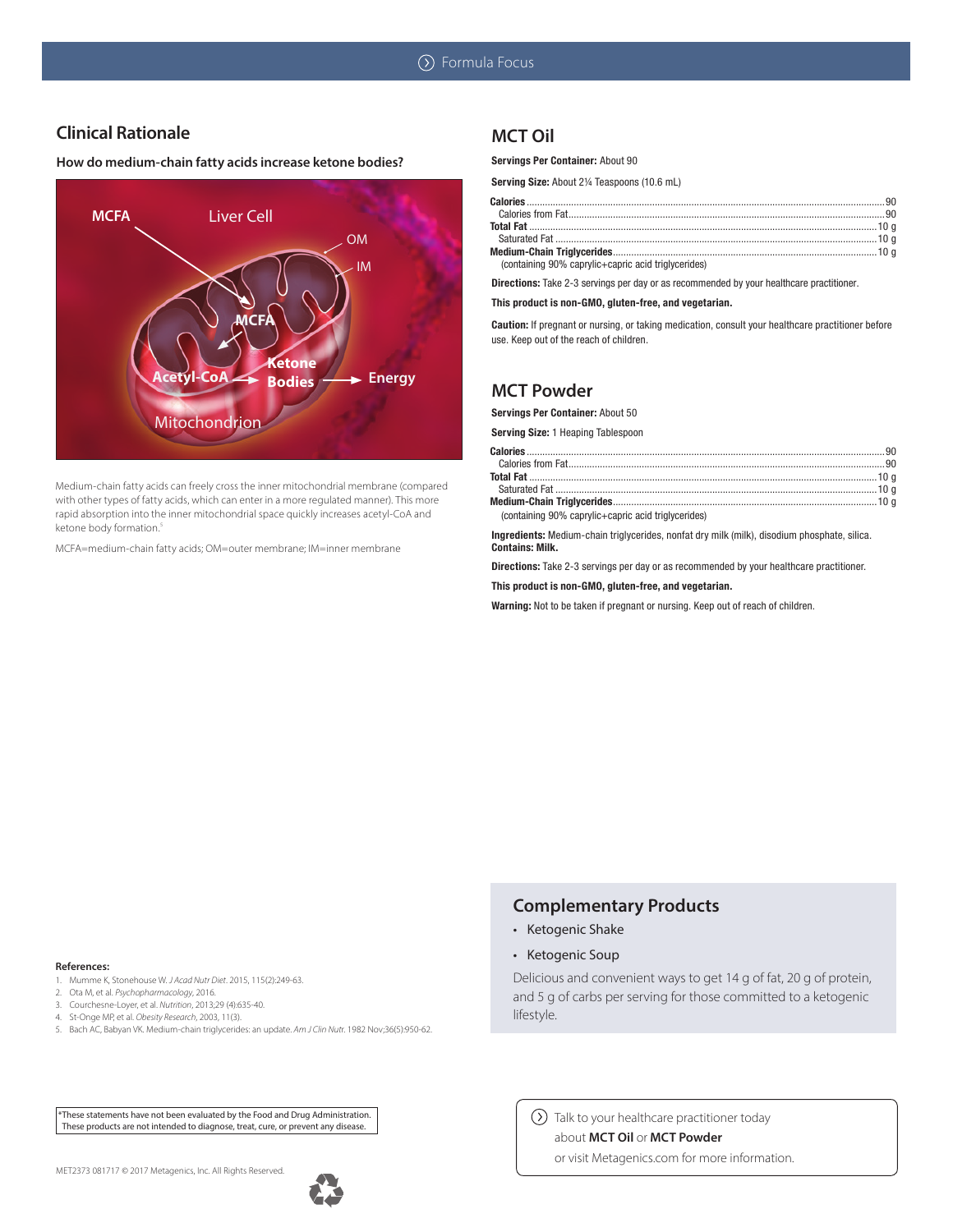Formula Focus

## Clinical Rationale

### How do medium-chain fatty acids increase ketone bodies?

MCFA
Liver Cell
OM
IM
MCFA
Acetyl-CoA
Ketone Bodies
Energy
Mitochondrion

Medium-chain fatty acids can freely cross the inner mitochondrial membrane (compared with other types of fatty acids, which can enter in a more regulated manner). This more rapid absorption into the inner mitochondrial space quickly increases acetyl-CoA and ketone body formation.[5]

MCFA=medium-chain fatty acids; OM=outer membrane; IM=inner membrane

## MCT Oil

**Servings Per Container:** About 90

**Serving Size:** About 2¼ Teaspoons (10.6 mL)

| | |
|---|---|
| **Calories** | 90 |
| Calories from Fat | 90 |
| **Total Fat** | 10 g |
| Saturated Fat | 10 g |
| **Medium-Chain Triglycerides** | 10 g |
| (containing 90% caprylic+capric acid triglycerides) | |

**Directions:** Take 2-3 servings per day or as recommended by your healthcare practitioner.

**This product is non-GMO, gluten-free, and vegetarian.**

**Caution:** If pregnant or nursing, or taking medication, consult your healthcare practitioner before use. Keep out of the reach of children.

## MCT Powder

**Servings Per Container:** About 50

**Serving Size:** 1 Heaping Tablespoon

| | |
|---|---|
| **Calories** | 90 |
| Calories from Fat | 90 |
| **Total Fat** | 10 g |
| Saturated Fat | 10 g |
| **Medium-Chain Triglycerides** | 10 g |
| (containing 90% caprylic+capric acid triglycerides) | |

**Ingredients:** Medium-chain triglycerides, nonfat dry milk (milk), disodium phosphate, silica.
**Contains: Milk.**

**Directions:** Take 2-3 servings per day or as recommended by your healthcare practitioner.

**This product is non-GMO, gluten-free, and vegetarian.**

**Warning:** Not to be taken if pregnant or nursing. Keep out of reach of children.

**References:**

1. Mumme K, Stonehouse W. *J Acad Nutr Diet*. 2015, 115(2):249-63.
2. Ota M, et al. *Psychopharmacology*, 2016.
3. Courchesne-Loyer, et al. *Nutrition*, 2013;29 (4):635-40.
4. St-Onge MP, et al. *Obesity Research*, 2003, 11(3).
5. Bach AC, Babyan VK. Medium-chain triglycerides: an update. *Am J Clin Nutr*. 1982 Nov;36(5):950-62.

## Complementary Products

- Ketogenic Shake
- Ketogenic Soup

Delicious and convenient ways to get 14 g of fat, 20 g of protein, and 5 g of carbs per serving for those committed to a ketogenic lifestyle.

*These statements have not been evaluated by the Food and Drug Administration. These products are not intended to diagnose, treat, cure, or prevent any disease.

Talk to your healthcare practitioner today about **MCT Oil** or **MCT Powder** or visit Metagenics.com for more information.

MET2373 081717 © 2017 Metagenics, Inc. All Rights Reserved.